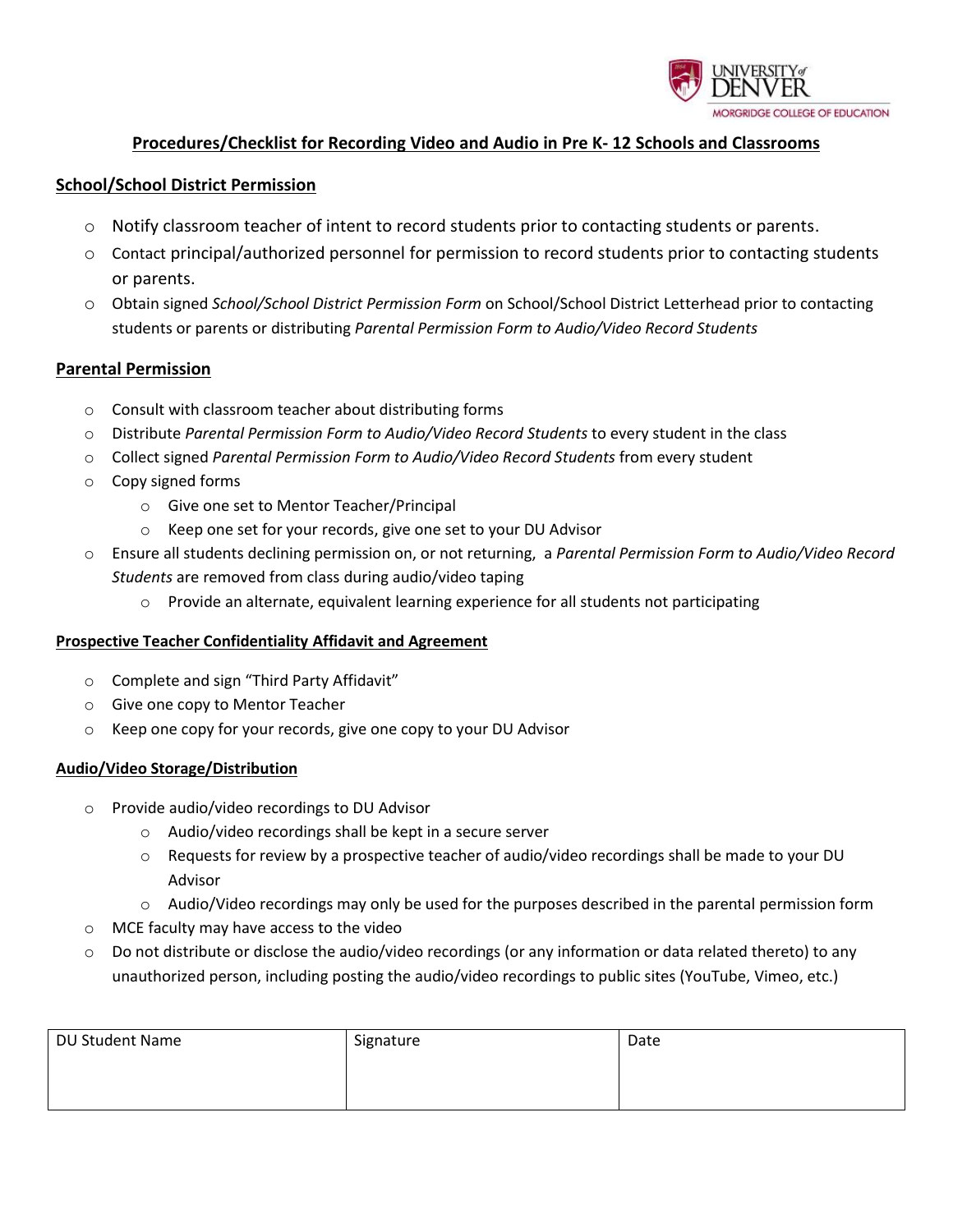University of Denver — Morgridge College of Education

# Procedures/Checklist for Recording Video and Audio in Pre K- 12 Schools and Classrooms

## School/School District Permission

- Notify classroom teacher of intent to record students prior to contacting students or parents.
- Contact principal/authorized personnel for permission to record students prior to contacting students or parents.
- Obtain signed *School/School District Permission Form* on School/School District Letterhead prior to contacting students or parents or distributing *Parental Permission Form to Audio/Video Record Students*

## Parental Permission

- Consult with classroom teacher about distributing forms
- Distribute *Parental Permission Form to Audio/Video Record Students* to every student in the class
- Collect signed *Parental Permission Form to Audio/Video Record Students* from every student
- Copy signed forms
  - Give one set to Mentor Teacher/Principal
  - Keep one set for your records, give one set to your DU Advisor
- Ensure all students declining permission on, or not returning, a *Parental Permission Form to Audio/Video Record Students* are removed from class during audio/video taping
  - Provide an alternate, equivalent learning experience for all students not participating

## Prospective Teacher Confidentiality Affidavit and Agreement

- Complete and sign "Third Party Affidavit"
- Give one copy to Mentor Teacher
- Keep one copy for your records, give one copy to your DU Advisor

## Audio/Video Storage/Distribution

- Provide audio/video recordings to DU Advisor
  - Audio/video recordings shall be kept in a secure server
  - Requests for review by a prospective teacher of audio/video recordings shall be made to your DU Advisor
  - Audio/Video recordings may only be used for the purposes described in the parental permission form
- MCE faculty may have access to the video
- Do not distribute or disclose the audio/video recordings (or any information or data related thereto) to any unauthorized person, including posting the audio/video recordings to public sites (YouTube, Vimeo, etc.)

| DU Student Name | Signature | Date |
| --- | --- | --- |
| | | |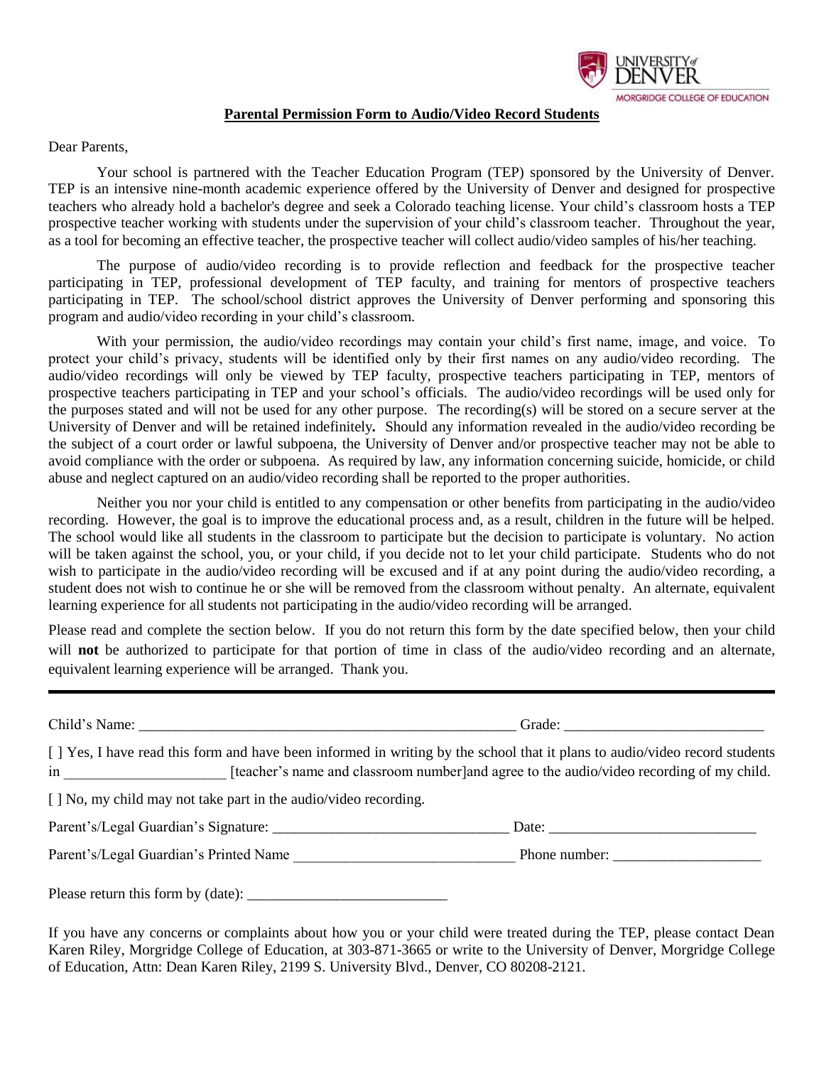UNIVERSITY of DENVER
MORGRIDGE COLLEGE OF EDUCATION

**Parental Permission Form to Audio/Video Record Students**

Dear Parents,

Your school is partnered with the Teacher Education Program (TEP) sponsored by the University of Denver. TEP is an intensive nine-month academic experience offered by the University of Denver and designed for prospective teachers who already hold a bachelor's degree and seek a Colorado teaching license. Your child's classroom hosts a TEP prospective teacher working with students under the supervision of your child's classroom teacher. Throughout the year, as a tool for becoming an effective teacher, the prospective teacher will collect audio/video samples of his/her teaching.

The purpose of audio/video recording is to provide reflection and feedback for the prospective teacher participating in TEP, professional development of TEP faculty, and training for mentors of prospective teachers participating in TEP. The school/school district approves the University of Denver performing and sponsoring this program and audio/video recording in your child's classroom.

With your permission, the audio/video recordings may contain your child's first name, image, and voice. To protect your child's privacy, students will be identified only by their first names on any audio/video recording. The audio/video recordings will only be viewed by TEP faculty, prospective teachers participating in TEP, mentors of prospective teachers participating in TEP and your school's officials. The audio/video recordings will be used only for the purposes stated and will not be used for any other purpose. The recording(s) will be stored on a secure server at the University of Denver and will be retained indefinitely**.** Should any information revealed in the audio/video recording be the subject of a court order or lawful subpoena, the University of Denver and/or prospective teacher may not be able to avoid compliance with the order or subpoena. As required by law, any information concerning suicide, homicide, or child abuse and neglect captured on an audio/video recording shall be reported to the proper authorities.

Neither you nor your child is entitled to any compensation or other benefits from participating in the audio/video recording. However, the goal is to improve the educational process and, as a result, children in the future will be helped. The school would like all students in the classroom to participate but the decision to participate is voluntary. No action will be taken against the school, you, or your child, if you decide not to let your child participate. Students who do not wish to participate in the audio/video recording will be excused and if at any point during the audio/video recording, a student does not wish to continue he or she will be removed from the classroom without penalty. An alternate, equivalent learning experience for all students not participating in the audio/video recording will be arranged.

Please read and complete the section below. If you do not return this form by the date specified below, then your child will **not** be authorized to participate for that portion of time in class of the audio/video recording and an alternate, equivalent learning experience will be arranged. Thank you.

---

Child's Name: _____________________________________________________ Grade: ___________________________

[ ] Yes, I have read this form and have been informed in writing by the school that it plans to audio/video record students in ______________________ [teacher's name and classroom number]and agree to the audio/video recording of my child.

[ ] No, my child may not take part in the audio/video recording.

Parent's/Legal Guardian's Signature: ________________________________ Date: ____________________________

Parent's/Legal Guardian's Printed Name ______________________________ Phone number: ____________________

Please return this form by (date): ___________________________

If you have any concerns or complaints about how you or your child were treated during the TEP, please contact Dean Karen Riley, Morgridge College of Education, at 303-871-3665 or write to the University of Denver, Morgridge College of Education, Attn: Dean Karen Riley, 2199 S. University Blvd., Denver, CO 80208-2121.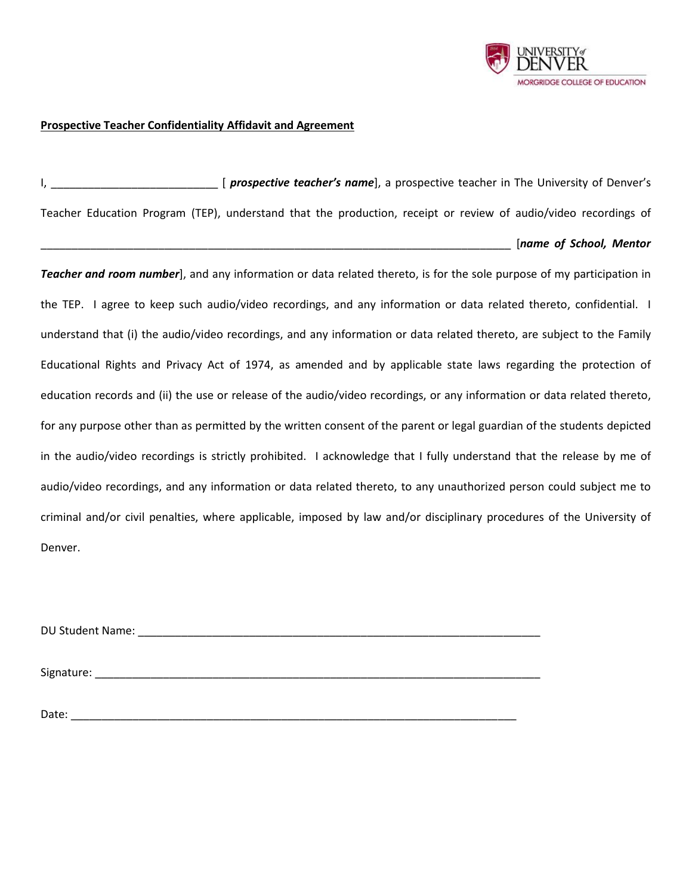UNIVERSITY of DENVER
MORGRIDGE COLLEGE OF EDUCATION

**Prospective Teacher Confidentiality Affidavit and Agreement**

I, ___________________________ [ ***prospective teacher's name***], a prospective teacher in The University of Denver's Teacher Education Program (TEP), understand that the production, receipt or review of audio/video recordings of _____________________________________________________________________________ [***name of School, Mentor Teacher and room number***], and any information or data related thereto, is for the sole purpose of my participation in the TEP. I agree to keep such audio/video recordings, and any information or data related thereto, confidential. I understand that (i) the audio/video recordings, and any information or data related thereto, are subject to the Family Educational Rights and Privacy Act of 1974, as amended and by applicable state laws regarding the protection of education records and (ii) the use or release of the audio/video recordings, or any information or data related thereto, for any purpose other than as permitted by the written consent of the parent or legal guardian of the students depicted in the audio/video recordings is strictly prohibited. I acknowledge that I fully understand that the release by me of audio/video recordings, and any information or data related thereto, to any unauthorized person could subject me to criminal and/or civil penalties, where applicable, imposed by law and/or disciplinary procedures of the University of Denver.

DU Student Name: ___________________________________________________________________

Signature: _________________________________________________________________________

Date: _____________________________________________________________________________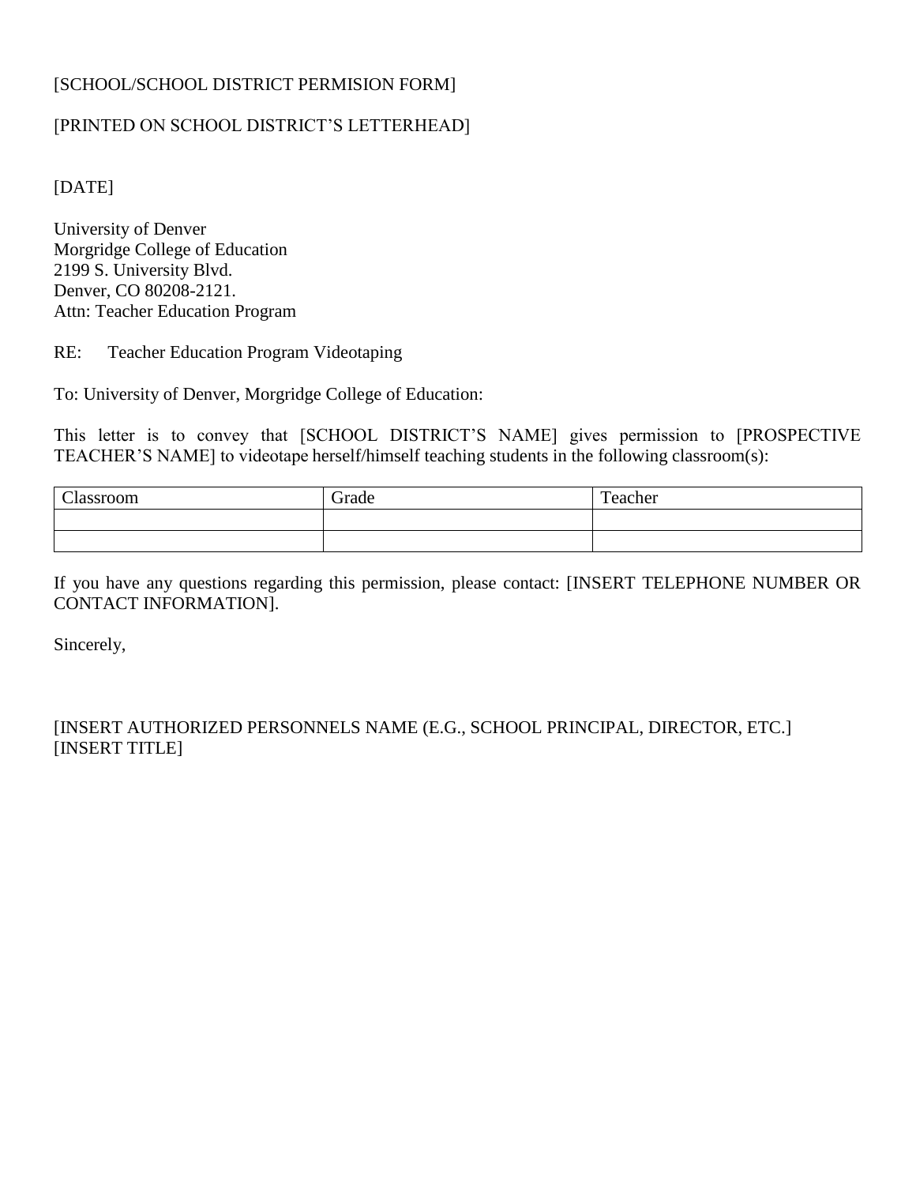[SCHOOL/SCHOOL DISTRICT PERMISION FORM]

[PRINTED ON SCHOOL DISTRICT'S LETTERHEAD]

[DATE]

University of Denver
Morgridge College of Education
2199 S. University Blvd.
Denver, CO 80208-2121.
Attn: Teacher Education Program

RE: Teacher Education Program Videotaping

To: University of Denver, Morgridge College of Education:

This letter is to convey that [SCHOOL DISTRICT'S NAME] gives permission to [PROSPECTIVE TEACHER'S NAME] to videotape herself/himself teaching students in the following classroom(s):

| Classroom | Grade | Teacher |
| --- | --- | --- |
| | | |
| | | |

If you have any questions regarding this permission, please contact: [INSERT TELEPHONE NUMBER OR CONTACT INFORMATION].

Sincerely,

[INSERT AUTHORIZED PERSONNELS NAME (E.G., SCHOOL PRINCIPAL, DIRECTOR, ETC.]
[INSERT TITLE]